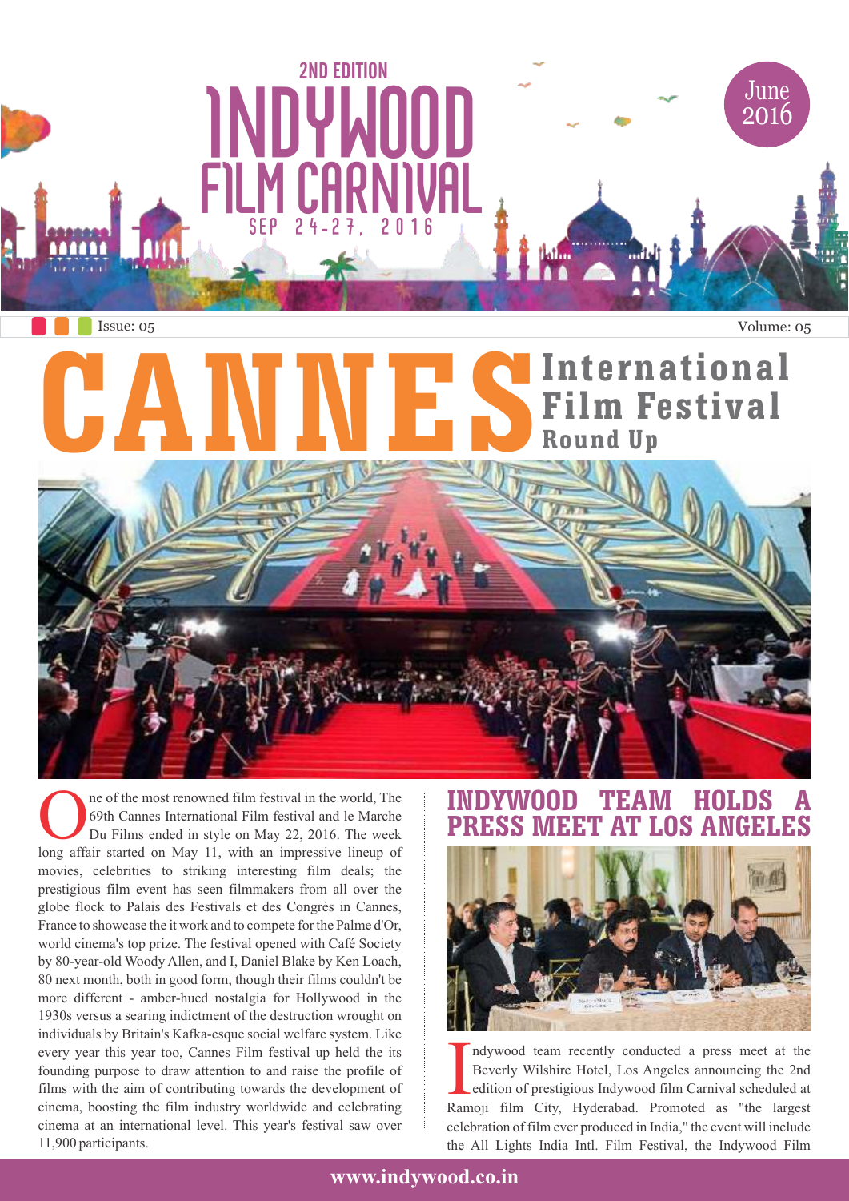2ND EDITION

# INDYWOOD FILM CARNIVAL

SEP 24-27, 2016

June 2016

Issue: 05 Volume: 05

# CANNES International Film Festival Round Up

One of the most renowned film festival in the world, The 69th Cannes International Film festival and le Marche Du Films ended in style on May 22, 2016. The week long affair started on May 11, with an impressive lineup of movies, celebrities to striking interesting film deals; the prestigious film event has seen filmmakers from all over the globe flock to Palais des Festivals et des Congrès in Cannes, France to showcase the it work and to compete for the Palme d'Or, world cinema's top prize. The festival opened with Café Society by 80-year-old Woody Allen, and I, Daniel Blake by Ken Loach, 80 next month, both in good form, though their films couldn't be more different - amber-hued nostalgia for Hollywood in the 1930s versus a searing indictment of the destruction wrought on individuals by Britain's Kafka-esque social welfare system. Like every year this year too, Cannes Film festival up held the its founding purpose to draw attention to and raise the profile of films with the aim of contributing towards the development of cinema, boosting the film industry worldwide and celebrating cinema at an international level. This year's festival saw over 11,900 participants.

## INDYWOOD TEAM HOLDS A PRESS MEET AT LOS ANGELES

Indywood team recently conducted a press meet at the Beverly Wilshire Hotel, Los Angeles announcing the 2nd edition of prestigious Indywood film Carnival scheduled at Ramoji film City, Hyderabad. Promoted as "the largest celebration of film ever produced in India," the event will include the All Lights India Intl. Film Festival, the Indywood Film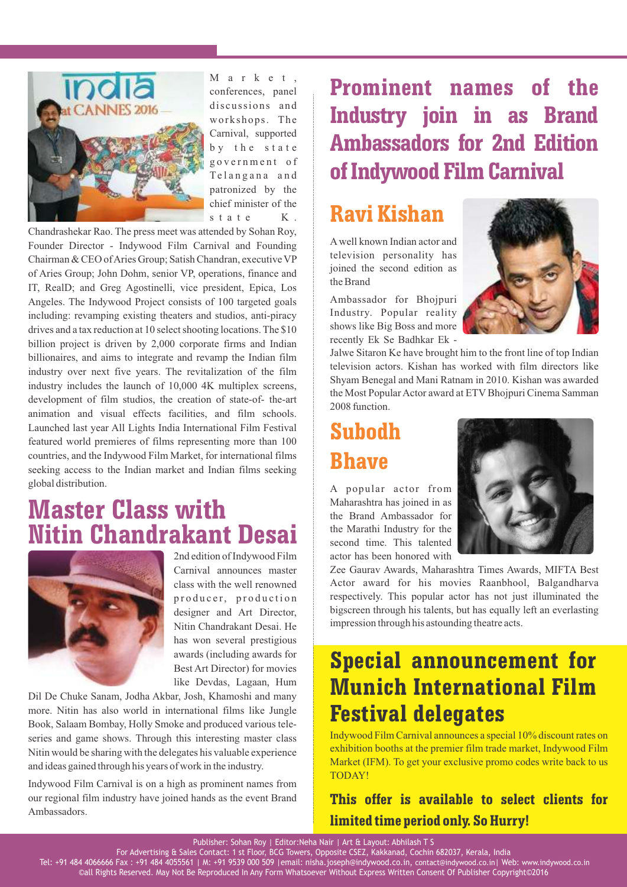Market, conferences, panel discussions and workshops. The Carnival, supported by the state government of Telangana and patronized by the chief minister of the state K. Chandrashekar Rao. The press meet was attended by Sohan Roy, Founder Director - Indywood Film Carnival and Founding Chairman & CEO of Aries Group; Satish Chandran, executive VP of Aries Group; John Dohm, senior VP, operations, finance and IT, RealD; and Greg Agostinelli, vice president, Epica, Los Angeles. The Indywood Project consists of 100 targeted goals including: revamping existing theaters and studios, anti-piracy drives and a tax reduction at 10 select shooting locations. The $10 billion project is driven by 2,000 corporate firms and Indian billionaires, and aims to integrate and revamp the Indian film industry over next five years. The revitalization of the film industry includes the launch of 10,000 4K multiplex screens, development of film studios, the creation of state-of- the-art animation and visual effects facilities, and film schools. Launched last year All Lights India International Film Festival featured world premieres of films representing more than 100 countries, and the Indywood Film Market, for international films seeking access to the Indian market and Indian films seeking global distribution.

## Master Class with Nitin Chandrakant Desai

2nd edition of Indywood Film Carnival announces master class with the well renowned producer, production designer and Art Director, Nitin Chandrakant Desai. He has won several prestigious awards (including awards for Best Art Director) for movies like Devdas, Lagaan, Hum Dil De Chuke Sanam, Jodha Akbar, Josh, Khamoshi and many more. Nitin has also world in international films like Jungle Book, Salaam Bombay, Holly Smoke and produced various tele-series and game shows. Through this interesting master class Nitin would be sharing with the delegates his valuable experience and ideas gained through his years of work in the industry.

Indywood Film Carnival is on a high as prominent names from our regional film industry have joined hands as the event Brand Ambassadors.

# Prominent names of the Industry join in as Brand Ambassadors for 2nd Edition of Indywood Film Carnival

## Ravi Kishan

A well known Indian actor and television personality has joined the second edition as the Brand

Ambassador for Bhojpuri Industry. Popular reality shows like Big Boss and more recently Ek Se Badhkar Ek - Jalwe Sitaron Ke have brought him to the front line of top Indian television actors. Kishan has worked with film directors like Shyam Benegal and Mani Ratnam in 2010. Kishan was awarded the Most Popular Actor award at ETV Bhojpuri Cinema Samman 2008 function.

## Subodh Bhave

A popular actor from Maharashtra has joined in as the Brand Ambassador for the Marathi Industry for the second time. This talented actor has been honored with Zee Gaurav Awards, Maharashtra Times Awards, MIFTA Best Actor award for his movies Raanbhool, Balgandharva respectively. This popular actor has not just illuminated the bigscreen through his talents, but has equally left an everlasting impression through his astounding theatre acts.

## Special announcement for Munich International Film Festival delegates

Indywood Film Carnival announces a special 10% discount rates on exhibition booths at the premier film trade market, Indywood Film Market (IFM). To get your exclusive promo codes write back to us TODAY!

**This offer is available to select clients for limited time period only. So Hurry!**

Publisher: Sohan Roy | Editor:Neha Nair | Art & Layout: Abhilash T S

For Advertising & Sales Contact: 1 st Floor, BCG Towers, Opposite CSEZ, Kakkanad, Cochin 682037, Kerala, India

Tel: +91 484 4066666 Fax : +91 484 4055561 | M: +91 9539 000 509 |email: nisha.joseph@indywood.co.in, contact@indywood.co.in| Web: www.indywood.co.in

©all Rights Reserved. May Not Be Reproduced In Any Form Whatsoever Without Express Written Consent Of Publisher Copyright©2016